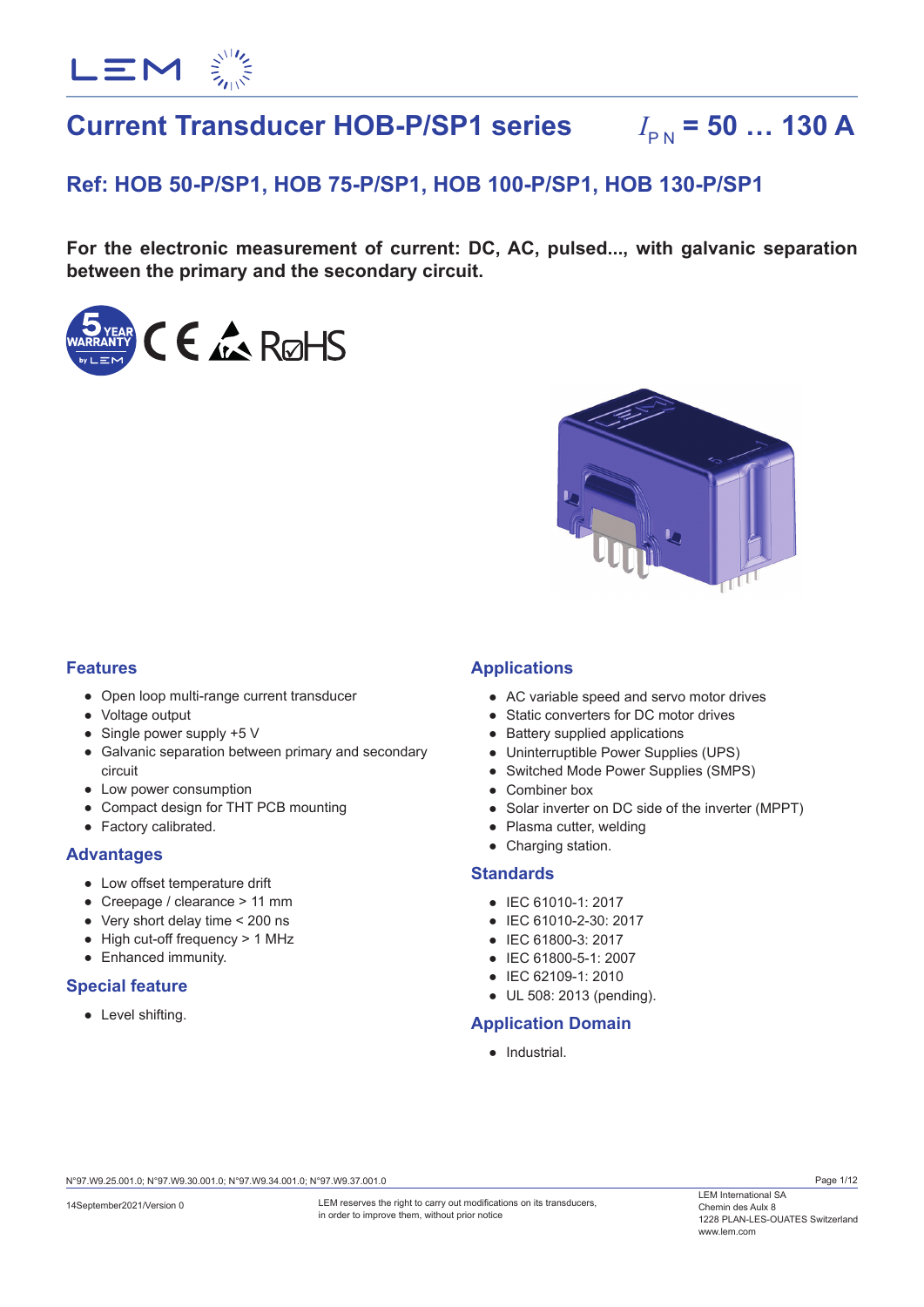# Current Transducer HOB-P/SP1 series $I_{PN}$ = 50 … 130 A

## Ref: HOB 50-P/SP1, HOB 75-P/SP1, HOB 100-P/SP1, HOB 130-P/SP1

**For the electronic measurement of current: DC, AC, pulsed..., with galvanic separation between the primary and the secondary circuit.**

### Features

- Open loop multi-range current transducer
- Voltage output
- Single power supply +5 V
- Galvanic separation between primary and secondary circuit
- Low power consumption
- Compact design for THT PCB mounting
- Factory calibrated.

### Advantages

- Low offset temperature drift
- Creepage / clearance > 11 mm
- Very short delay time < 200 ns
- High cut-off frequency > 1 MHz
- Enhanced immunity.

### Special feature

- Level shifting.

### Applications

- AC variable speed and servo motor drives
- Static converters for DC motor drives
- Battery supplied applications
- Uninterruptible Power Supplies (UPS)
- Switched Mode Power Supplies (SMPS)
- Combiner box
- Solar inverter on DC side of the inverter (MPPT)
- Plasma cutter, welding
- Charging station.

### Standards

- IEC 61010-1: 2017
- IEC 61010-2-30: 2017
- IEC 61800-3: 2017
- IEC 61800-5-1: 2007
- IEC 62109-1: 2010
- UL 508: 2013 (pending).

### Application Domain

- Industrial.

N°97.W9.25.001.0; N°97.W9.30.001.0; N°97.W9.34.001.0; N°97.W9.37.001.0

14September2021/Version 0

LEM reserves the right to carry out modifications on its transducers, in order to improve them, without prior notice

LEM International SA
Chemin des Aulx 8
1228 PLAN-LES-OUATES Switzerland
www.lem.com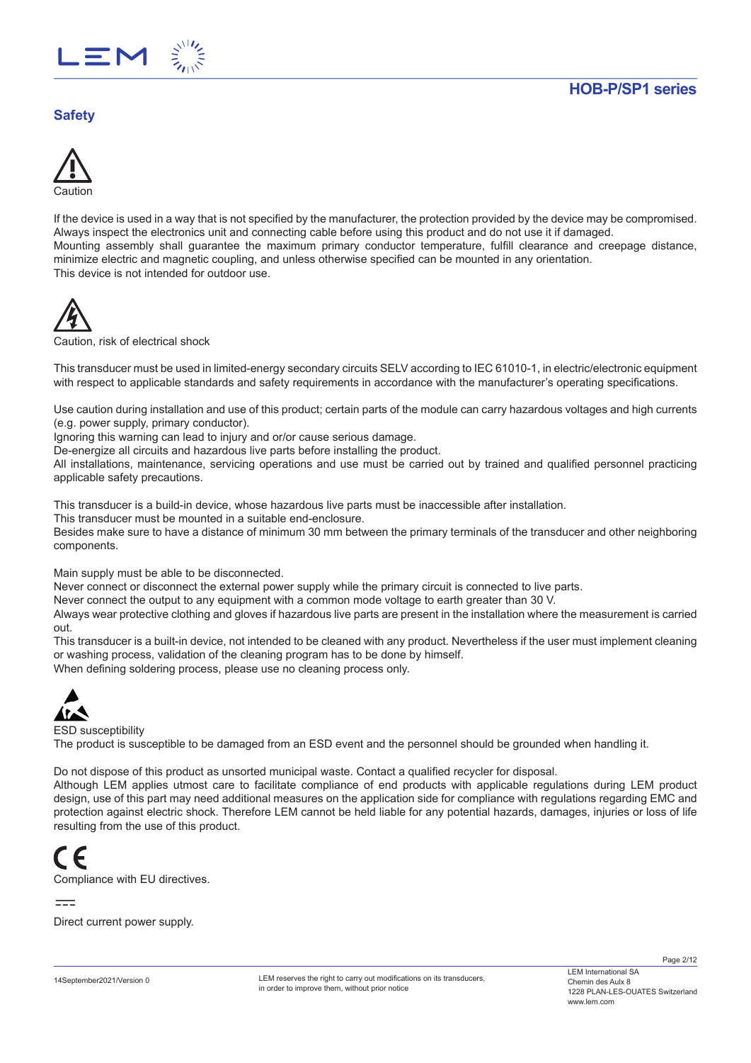## Safety

Caution

If the device is used in a way that is not specified by the manufacturer, the protection provided by the device may be compromised.
Always inspect the electronics unit and connecting cable before using this product and do not use it if damaged.
Mounting assembly shall guarantee the maximum primary conductor temperature, fulfill clearance and creepage distance, minimize electric and magnetic coupling, and unless otherwise specified can be mounted in any orientation.
This device is not intended for outdoor use.

Caution, risk of electrical shock

This transducer must be used in limited-energy secondary circuits SELV according to IEC 61010-1, in electric/electronic equipment with respect to applicable standards and safety requirements in accordance with the manufacturer's operating specifications.

Use caution during installation and use of this product; certain parts of the module can carry hazardous voltages and high currents (e.g. power supply, primary conductor).
Ignoring this warning can lead to injury and or/or cause serious damage.
De-energize all circuits and hazardous live parts before installing the product.
All installations, maintenance, servicing operations and use must be carried out by trained and qualified personnel practicing applicable safety precautions.

This transducer is a build-in device, whose hazardous live parts must be inaccessible after installation.
This transducer must be mounted in a suitable end-enclosure.
Besides make sure to have a distance of minimum 30 mm between the primary terminals of the transducer and other neighboring components.

Main supply must be able to be disconnected.
Never connect or disconnect the external power supply while the primary circuit is connected to live parts.
Never connect the output to any equipment with a common mode voltage to earth greater than 30 V.
Always wear protective clothing and gloves if hazardous live parts are present in the installation where the measurement is carried out.
This transducer is a built-in device, not intended to be cleaned with any product. Nevertheless if the user must implement cleaning or washing process, validation of the cleaning program has to be done by himself.
When defining soldering process, please use no cleaning process only.

ESD susceptibility
The product is susceptible to be damaged from an ESD event and the personnel should be grounded when handling it.

Do not dispose of this product as unsorted municipal waste. Contact a qualified recycler for disposal.
Although LEM applies utmost care to facilitate compliance of end products with applicable regulations during LEM product design, use of this part may need additional measures on the application side for compliance with regulations regarding EMC and protection against electric shock. Therefore LEM cannot be held liable for any potential hazards, damages, injuries or loss of life resulting from the use of this product.

Compliance with EU directives.

Direct current power supply.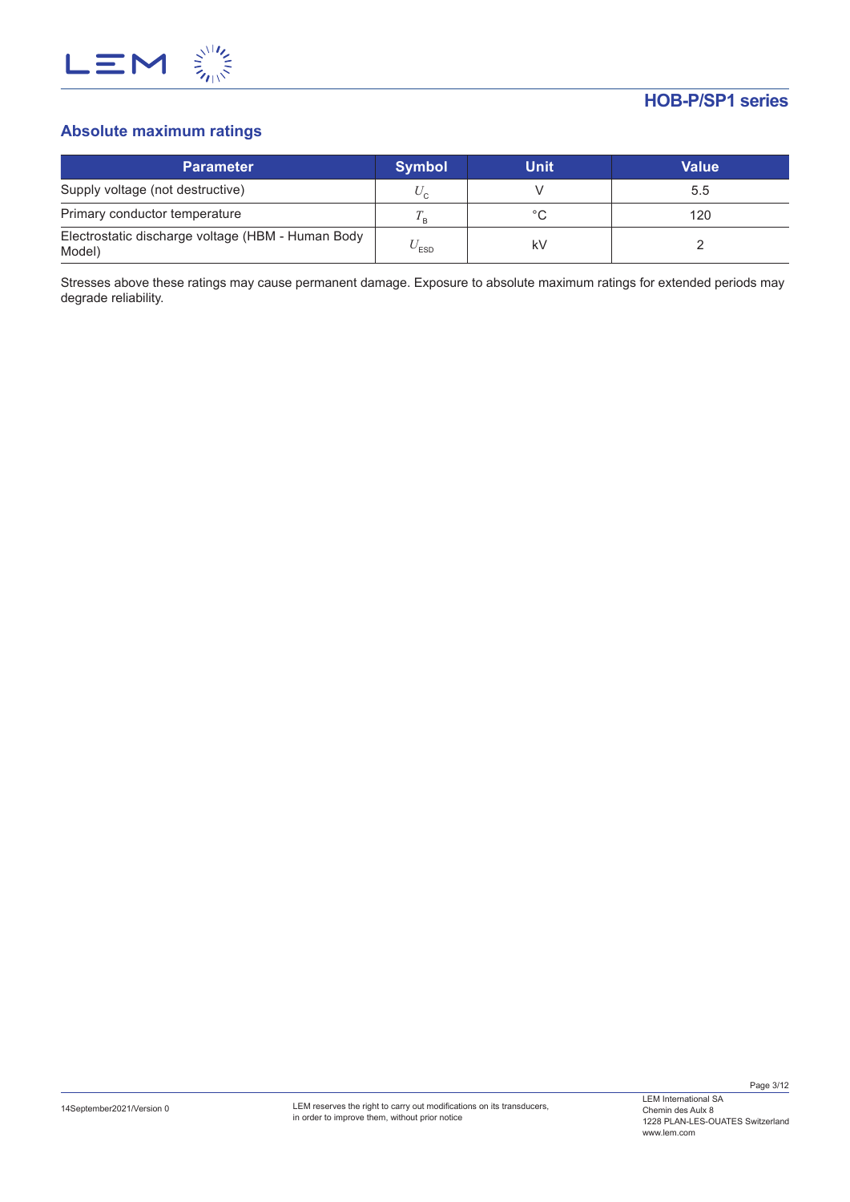## Absolute maximum ratings

| Parameter | Symbol | Unit | Value |
|---|---|---|---|
| Supply voltage (not destructive) | $U_C$ | V | 5.5 |
| Primary conductor temperature | $T_B$ | °C | 120 |
| Electrostatic discharge voltage (HBM - Human Body Model) | $U_{ESD}$ | kV | 2 |

Stresses above these ratings may cause permanent damage. Exposure to absolute maximum ratings for extended periods may degrade reliability.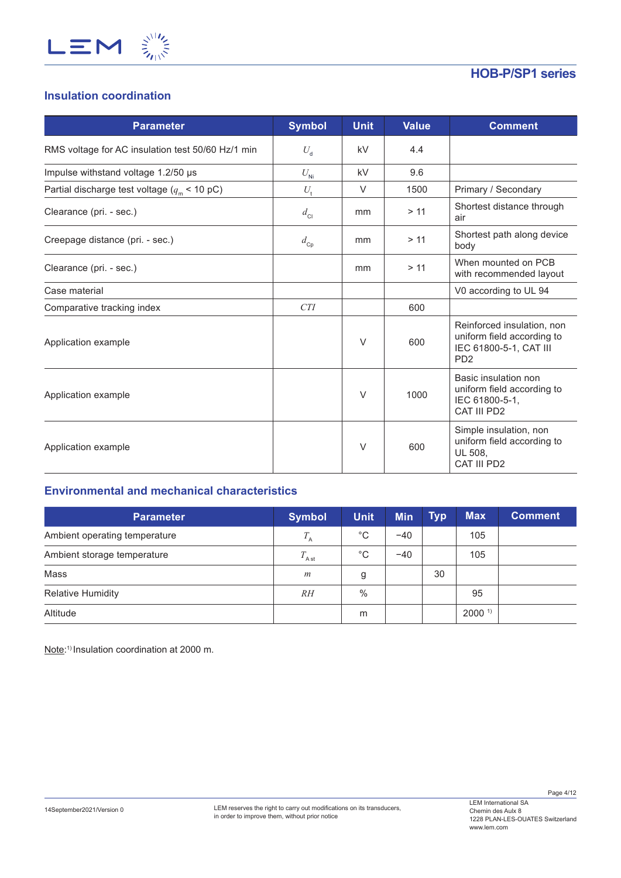## Insulation coordination

| Parameter | Symbol | Unit | Value | Comment |
|---|---|---|---|---|
| RMS voltage for AC insulation test 50/60 Hz/1 min | $U_d$ | kV | 4.4 | |
| Impulse withstand voltage 1.2/50 µs | $U_{Ni}$ | kV | 9.6 | |
| Partial discharge test voltage ($q_m$ < 10 pC) | $U_t$ | V | 1500 | Primary / Secondary |
| Clearance (pri. - sec.) | $d_{Cl}$ | mm | > 11 | Shortest distance through air |
| Creepage distance (pri. - sec.) | $d_{Cp}$ | mm | > 11 | Shortest path along device body |
| Clearance (pri. - sec.) | | mm | > 11 | When mounted on PCB with recommended layout |
| Case material | | | | V0 according to UL 94 |
| Comparative tracking index | $CTI$ | | 600 | |
| Application example | | V | 600 | Reinforced insulation, non uniform field according to IEC 61800-5-1, CAT III PD2 |
| Application example | | V | 1000 | Basic insulation non uniform field according to IEC 61800-5-1, CAT III PD2 |
| Application example | | V | 600 | Simple insulation, non uniform field according to UL 508, CAT III PD2 |

## Environmental and mechanical characteristics

| Parameter | Symbol | Unit | Min | Typ | Max | Comment |
|---|---|---|---|---|---|---|
| Ambient operating temperature | $T_A$ | °C | −40 | | 105 | |
| Ambient storage temperature | $T_{A\,st}$ | °C | −40 | | 105 | |
| Mass | $m$ | g | | 30 | | |
| Relative Humidity | $RH$ | % | | | 95 | |
| Altitude | | m | | | 2000 [1] | |

Note: [1] Insulation coordination at 2000 m.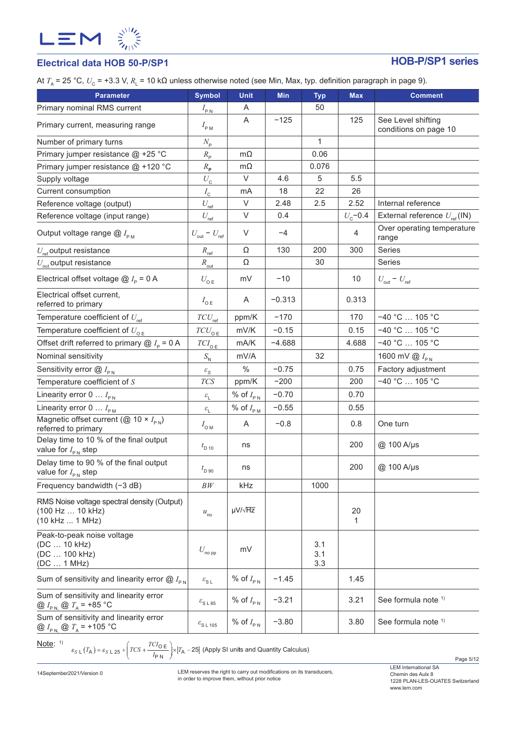## Electrical data HOB 50-P/SP1

**HOB-P/SP1 series**

At $T_A$ = 25 °C, $U_C$ = +3.3 V, $R_L$ = 10 kΩ unless otherwise noted (see Min, Max, typ. definition paragraph in page 9).

| Parameter | Symbol | Unit | Min | Typ | Max | Comment |
|---|---|---|---|---|---|---|
| Primary nominal RMS current | $I_{PN}$ | A | | 50 | | |
| Primary current, measuring range | $I_{PM}$ | A | −125 | | 125 | See Level shifting conditions on page 10 |
| Number of primary turns | $N_P$ | | | 1 | | |
| Primary jumper resistance @ +25 °C | $R_P$ | mΩ | | 0.06 | | |
| Primary jumper resistance @ +120 °C | $R_P$ | mΩ | | 0.076 | | |
| Supply voltage | $U_C$ | V | 4.6 | 5 | 5.5 | |
| Current consumption | $I_C$ | mA | 18 | 22 | 26 | |
| Reference voltage (output) | $U_{ref}$ | V | 2.48 | 2.5 | 2.52 | Internal reference |
| Reference voltage (input range) | $U_{ref}$ | V | 0.4 | | $U_C$−0.4 | External reference $U_{ref}$(IN) |
| Output voltage range @ $I_{PM}$ | $U_{out} - U_{ref}$ | V | −4 | | 4 | Over operating temperature range |
| $U_{ref}$ output resistance | $R_{ref}$ | Ω | 130 | 200 | 300 | Series |
| $U_{out}$ output resistance | $R_{out}$ | Ω | | 30 | | Series |
| Electrical offset voltage @ $I_P$ = 0 A | $U_{OE}$ | mV | −10 | | 10 | $U_{out} - U_{ref}$ |
| Electrical offset current, referred to primary | $I_{OE}$ | A | −0.313 | | 0.313 | |
| Temperature coefficient of $U_{ref}$ | $TCU_{ref}$ | ppm/K | −170 | | 170 | −40 °C … 105 °C |
| Temperature coefficient of $U_{OE}$ | $TCU_{OE}$ | mV/K | −0.15 | | 0.15 | −40 °C … 105 °C |
| Offset drift referred to primary @ $I_P$ = 0 A | $TCI_{OE}$ | mA/K | −4.688 | | 4.688 | −40 °C … 105 °C |
| Nominal sensitivity | $S_N$ | mV/A | | 32 | | 1600 mV @ $I_{PN}$ |
| Sensitivity error @ $I_{PN}$ | $\varepsilon_S$ | % | −0.75 | | 0.75 | Factory adjustment |
| Temperature coefficient of $S$ | $TCS$ | ppm/K | −200 | | 200 | −40 °C … 105 °C |
| Linearity error 0 … $I_{PN}$ | $\varepsilon_L$ | % of $I_{PN}$ | −0.70 | | 0.70 | |
| Linearity error 0 … $I_{PM}$ | $\varepsilon_L$ | % of $I_{PM}$ | −0.55 | | 0.55 | |
| Magnetic offset current (@ 10 × $I_{PN}$) referred to primary | $I_{OM}$ | A | −0.8 | | 0.8 | One turn |
| Delay time to 10 % of the final output value for $I_{PN}$ step | $t_{D10}$ | ns | | | 200 | @ 100 A/µs |
| Delay time to 90 % of the final output value for $I_{PN}$ step | $t_{D90}$ | ns | | | 200 | @ 100 A/µs |
| Frequency bandwidth (−3 dB) | $BW$ | kHz | | 1000 | | |
| RMS Noise voltage spectral density (Output) (100 Hz … 10 kHz) (10 kHz … 1 MHz) | $u_{no}$ | µV/√Hz | | | 20<br>1 | |
| Peak-to-peak noise voltage (DC … 10 kHz) (DC … 100 kHz) (DC … 1 MHz) | $U_{no\,pp}$ | mV | | 3.1<br>3.1<br>3.3 | | |
| Sum of sensitivity and linearity error @ $I_{PN}$ | $\varepsilon_{SL}$ | % of $I_{PN}$ | −1.45 | | 1.45 | |
| Sum of sensitivity and linearity error @ $I_{PN}$ @ $T_A$ = +85 °C | $\varepsilon_{SL\,85}$ | % of $I_{PN}$ | −3.21 | | 3.21 | See formula note [1] |
| Sum of sensitivity and linearity error @ $I_{PN}$ @ $T_A$ = +105 °C | $\varepsilon_{SL\,105}$ | % of $I_{PN}$ | −3.80 | | 3.80 | See formula note [1] |

Note: [1] $\varepsilon_{SL}(T_A) = \varepsilon_{SL\,25} + \left(TCS + \frac{TCI_{OE}}{I_{PN}}\right) \times |T_A - 25|$ (Apply SI units and Quantity Calculus)

14September2021/Version 0

LEM reserves the right to carry out modifications on its transducers, in order to improve them, without prior notice

LEM International SA
Chemin des Aulx 8
1228 PLAN-LES-OUATES Switzerland
www.lem.com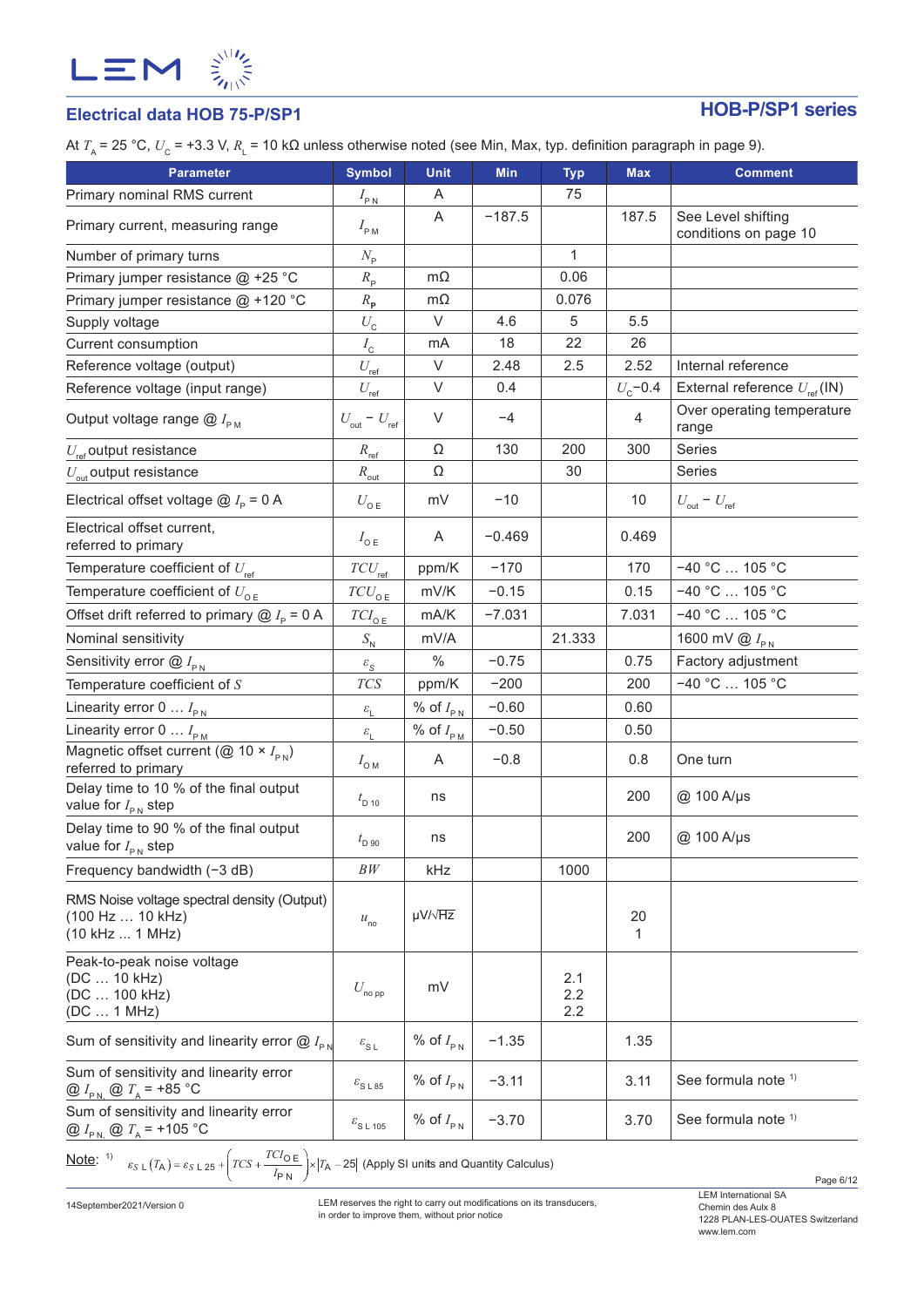## Electrical data HOB 75-P/SP1

At $T_A$ = 25 °C, $U_C$ = +3.3 V, $R_L$ = 10 kΩ unless otherwise noted (see Min, Max, typ. definition paragraph in page 9).

| Parameter | Symbol | Unit | Min | Typ | Max | Comment |
|---|---|---|---|---|---|---|
| Primary nominal RMS current | $I_{PN}$ | A | | 75 | | |
| Primary current, measuring range | $I_{PM}$ | A | −187.5 | | 187.5 | See Level shifting conditions on page 10 |
| Number of primary turns | $N_P$ | | | 1 | | |
| Primary jumper resistance @ +25 °C | $R_P$ | mΩ | | 0.06 | | |
| Primary jumper resistance @ +120 °C | $R_P$ | mΩ | | 0.076 | | |
| Supply voltage | $U_C$ | V | 4.6 | 5 | 5.5 | |
| Current consumption | $I_C$ | mA | 18 | 22 | 26 | |
| Reference voltage (output) | $U_{ref}$ | V | 2.48 | 2.5 | 2.52 | Internal reference |
| Reference voltage (input range) | $U_{ref}$ | V | 0.4 | | $U_C$−0.4 | External reference $U_{ref}$(IN) |
| Output voltage range @ $I_{PM}$ | $U_{out} - U_{ref}$ | V | −4 | | 4 | Over operating temperature range |
| $U_{ref}$ output resistance | $R_{ref}$ | Ω | 130 | 200 | 300 | Series |
| $U_{out}$ output resistance | $R_{out}$ | Ω | | 30 | | Series |
| Electrical offset voltage @ $I_P$ = 0 A | $U_{OE}$ | mV | −10 | | 10 | $U_{out} - U_{ref}$ |
| Electrical offset current, referred to primary | $I_{OE}$ | A | −0.469 | | 0.469 | |
| Temperature coefficient of $U_{ref}$ | $TCU_{ref}$ | ppm/K | −170 | | 170 | −40 °C … 105 °C |
| Temperature coefficient of $U_{OE}$ | $TCU_{OE}$ | mV/K | −0.15 | | 0.15 | −40 °C … 105 °C |
| Offset drift referred to primary @ $I_P$ = 0 A | $TCI_{OE}$ | mA/K | −7.031 | | 7.031 | −40 °C … 105 °C |
| Nominal sensitivity | $S_N$ | mV/A | | 21.333 | | 1600 mV @ $I_{PN}$ |
| Sensitivity error @ $I_{PN}$ | $\varepsilon_S$ | % | −0.75 | | 0.75 | Factory adjustment |
| Temperature coefficient of $S$ | $TCS$ | ppm/K | −200 | | 200 | −40 °C … 105 °C |
| Linearity error 0 … $I_{PN}$ | $\varepsilon_L$ | % of $I_{PN}$ | −0.60 | | 0.60 | |
| Linearity error 0 … $I_{PM}$ | $\varepsilon_L$ | % of $I_{PM}$ | −0.50 | | 0.50 | |
| Magnetic offset current (@ 10 × $I_{PN}$) referred to primary | $I_{OM}$ | A | −0.8 | | 0.8 | One turn |
| Delay time to 10 % of the final output value for $I_{PN}$ step | $t_{D\,10}$ | ns | | | 200 | @ 100 A/µs |
| Delay time to 90 % of the final output value for $I_{PN}$ step | $t_{D\,90}$ | ns | | | 200 | @ 100 A/µs |
| Frequency bandwidth (−3 dB) | $BW$ | kHz | | 1000 | | |
| RMS Noise voltage spectral density (Output) (100 Hz … 10 kHz) (10 kHz ... 1 MHz) | $u_{no}$ | µV/√Hz | | | 20<br>1 | |
| Peak-to-peak noise voltage (DC … 10 kHz) (DC … 100 kHz) (DC … 1 MHz) | $U_{no\,pp}$ | mV | | 2.1<br>2.2<br>2.2 | | |
| Sum of sensitivity and linearity error @ $I_{PN}$ | $\varepsilon_{SL}$ | % of $I_{PN}$ | −1.35 | | 1.35 | |
| Sum of sensitivity and linearity error @ $I_{PN}$, @ $T_A$ = +85 °C | $\varepsilon_{SL\,85}$ | % of $I_{PN}$ | −3.11 | | 3.11 | See formula note [1] |
| Sum of sensitivity and linearity error @ $I_{PN}$, @ $T_A$ = +105 °C | $\varepsilon_{SL\,105}$ | % of $I_{PN}$ | −3.70 | | 3.70 | See formula note [1] |

Note: [1] $\varepsilon_{SL}(T_A) = \varepsilon_{SL\,25} + \left(TCS + \frac{TCI_{OE}}{I_{PN}}\right) \times |T_A - 25|$ (Apply SI units and Quantity Calculus)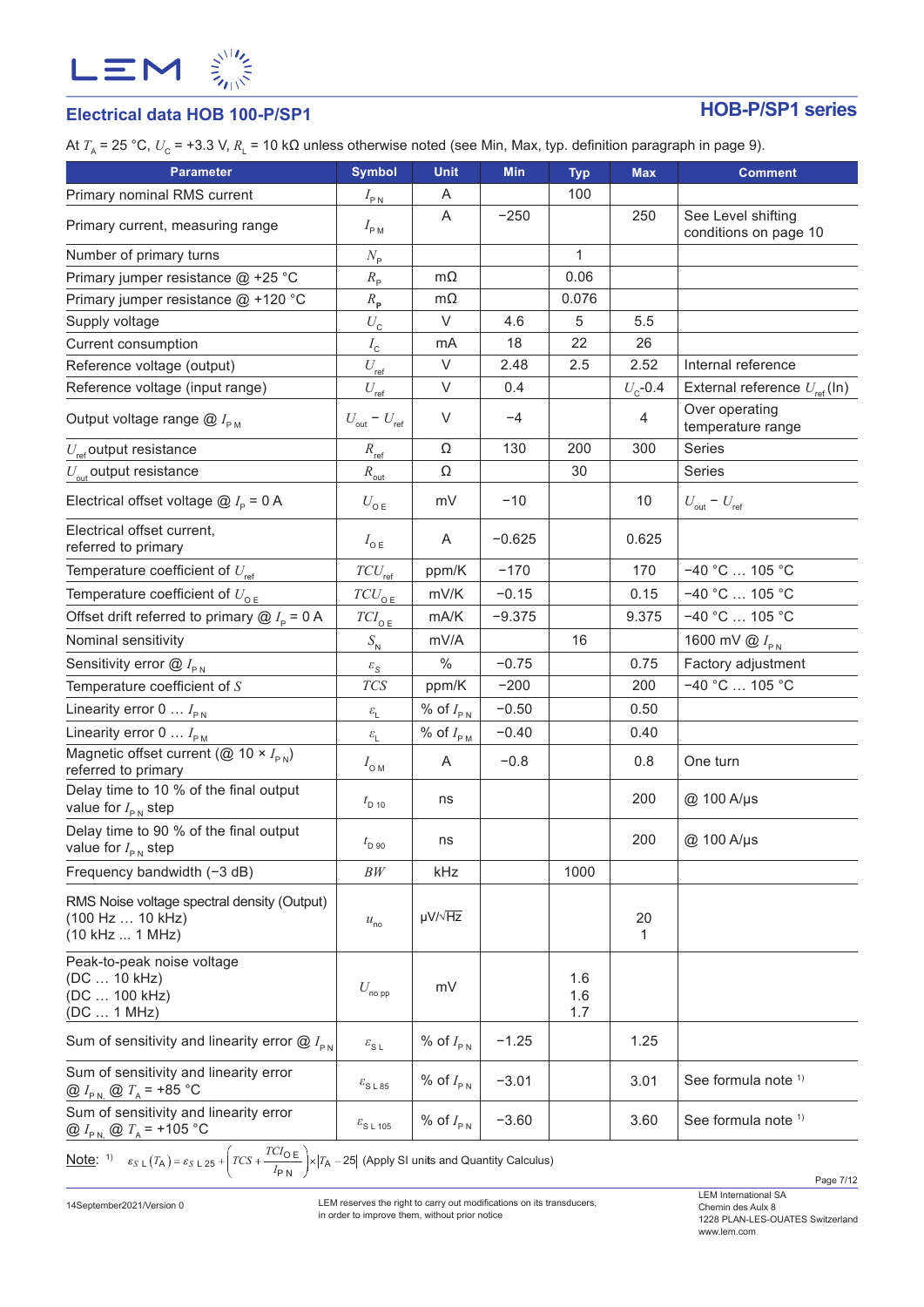## Electrical data HOB 100-P/SP1

**HOB-P/SP1 series**

At $T_A$ = 25 °C, $U_C$ = +3.3 V, $R_L$ = 10 kΩ unless otherwise noted (see Min, Max, typ. definition paragraph in page 9).

| Parameter | Symbol | Unit | Min | Typ | Max | Comment |
|---|---|---|---|---|---|---|
| Primary nominal RMS current | $I_{PN}$ | A | | 100 | | |
| Primary current, measuring range | $I_{PM}$ | A | −250 | | 250 | See Level shifting conditions on page 10 |
| Number of primary turns | $N_P$ | | | 1 | | |
| Primary jumper resistance @ +25 °C | $R_P$ | mΩ | | 0.06 | | |
| Primary jumper resistance @ +120 °C | $R_P$ | mΩ | | 0.076 | | |
| Supply voltage | $U_C$ | V | 4.6 | 5 | 5.5 | |
| Current consumption | $I_C$ | mA | 18 | 22 | 26 | |
| Reference voltage (output) | $U_{ref}$ | V | 2.48 | 2.5 | 2.52 | Internal reference |
| Reference voltage (input range) | $U_{ref}$ | V | 0.4 | | $U_C$-0.4 | External reference $U_{ref}$ (In) |
| Output voltage range @ $I_{PM}$ | $U_{out} - U_{ref}$ | V | −4 | | 4 | Over operating temperature range |
| $U_{ref}$ output resistance | $R_{ref}$ | Ω | 130 | 200 | 300 | Series |
| $U_{out}$ output resistance | $R_{out}$ | Ω | | 30 | | Series |
| Electrical offset voltage @ $I_P$ = 0 A | $U_{OE}$ | mV | −10 | | 10 | $U_{out} - U_{ref}$ |
| Electrical offset current, referred to primary | $I_{OE}$ | A | −0.625 | | 0.625 | |
| Temperature coefficient of $U_{ref}$ | $TCU_{ref}$ | ppm/K | −170 | | 170 | −40 °C … 105 °C |
| Temperature coefficient of $U_{OE}$ | $TCU_{OE}$ | mV/K | −0.15 | | 0.15 | −40 °C … 105 °C |
| Offset drift referred to primary @ $I_P$ = 0 A | $TCI_{OE}$ | mA/K | −9.375 | | 9.375 | −40 °C … 105 °C |
| Nominal sensitivity | $S_N$ | mV/A | | 16 | | 1600 mV @ $I_{PN}$ |
| Sensitivity error @ $I_{PN}$ | $\varepsilon_S$ | % | −0.75 | | 0.75 | Factory adjustment |
| Temperature coefficient of $S$ | $TCS$ | ppm/K | −200 | | 200 | −40 °C … 105 °C |
| Linearity error 0 … $I_{PN}$ | $\varepsilon_L$ | % of $I_{PN}$ | −0.50 | | 0.50 | |
| Linearity error 0 … $I_{PM}$ | $\varepsilon_L$ | % of $I_{PM}$ | −0.40 | | 0.40 | |
| Magnetic offset current (@ 10 × $I_{PN}$) referred to primary | $I_{OM}$ | A | −0.8 | | 0.8 | One turn |
| Delay time to 10 % of the final output value for $I_{PN}$ step | $t_{D\,10}$ | ns | | | 200 | @ 100 A/µs |
| Delay time to 90 % of the final output value for $I_{PN}$ step | $t_{D\,90}$ | ns | | | 200 | @ 100 A/µs |
| Frequency bandwidth (−3 dB) | $BW$ | kHz | | 1000 | | |
| RMS Noise voltage spectral density (Output) (100 Hz … 10 kHz) (10 kHz … 1 MHz) | $u_{no}$ | µV/√Hz | | | 20<br>1 | |
| Peak-to-peak noise voltage (DC … 10 kHz) (DC … 100 kHz) (DC … 1 MHz) | $U_{no\,pp}$ | mV | | 1.6<br>1.6<br>1.7 | | |
| Sum of sensitivity and linearity error @ $I_{PN}$ | $\varepsilon_{SL}$ | % of $I_{PN}$ | −1.25 | | 1.25 | |
| Sum of sensitivity and linearity error @ $I_{PN}$, @ $T_A$ = +85 °C | $\varepsilon_{SL\,85}$ | % of $I_{PN}$ | −3.01 | | 3.01 | See formula note [1] |
| Sum of sensitivity and linearity error @ $I_{PN}$, @ $T_A$ = +105 °C | $\varepsilon_{SL\,105}$ | % of $I_{PN}$ | −3.60 | | 3.60 | See formula note [1] |

Note: [1] $\varepsilon_{S\,L}(T_A) = \varepsilon_{S\,L\,25} + \left(TCS + \frac{TCI_{OE}}{I_{PN}}\right) \times |T_A - 25|$ (Apply SI units and Quantity Calculus)

14September2021/Version 0

LEM reserves the right to carry out modifications on its transducers, in order to improve them, without prior notice

LEM International SA
Chemin des Aulx 8
1228 PLAN-LES-OUATES Switzerland
www.lem.com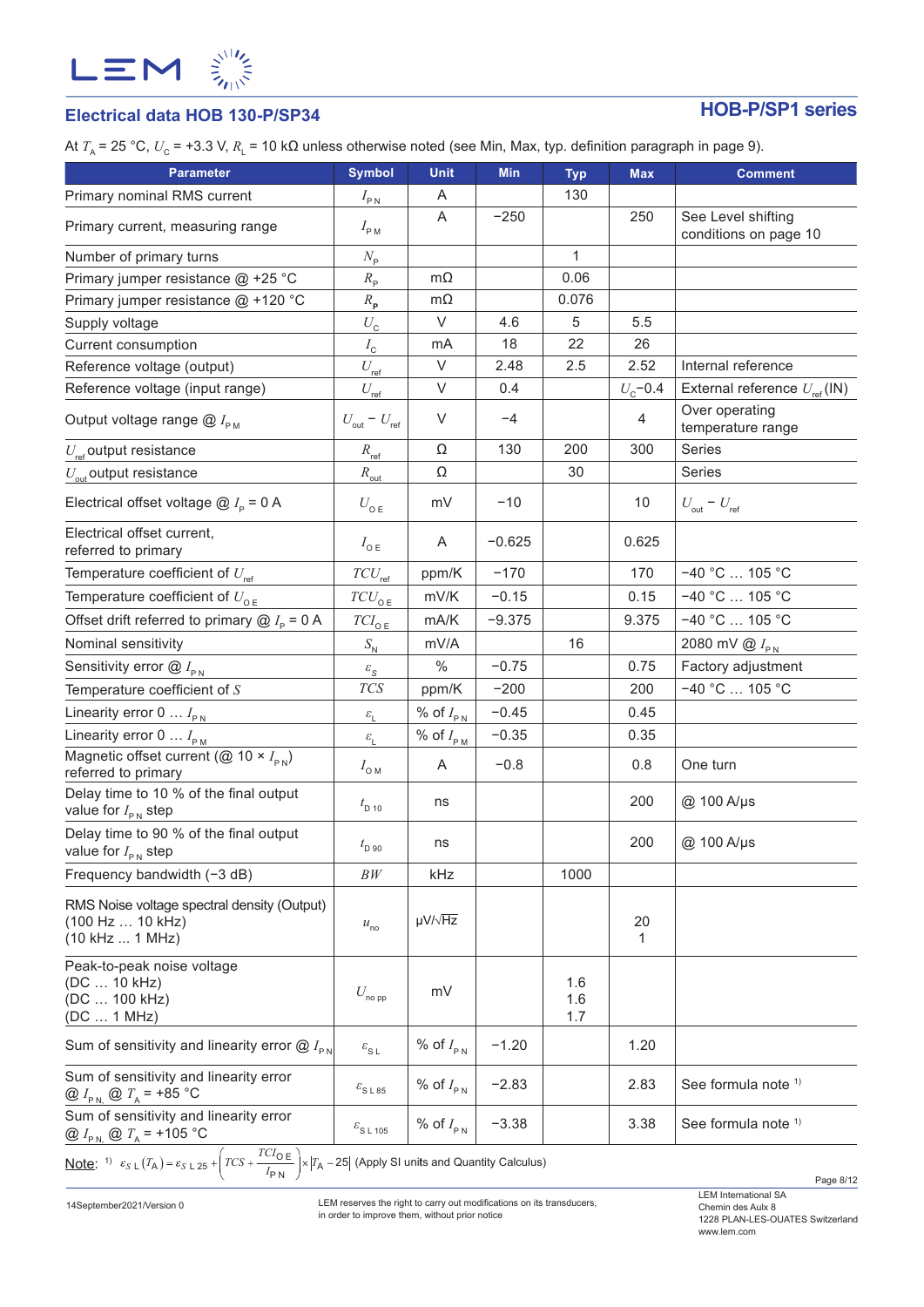## Electrical data HOB 130-P/SP34

**HOB-P/SP1 series**

At $T_A$ = 25 °C, $U_C$ = +3.3 V, $R_L$ = 10 kΩ unless otherwise noted (see Min, Max, typ. definition paragraph in page 9).

| Parameter | Symbol | Unit | Min | Typ | Max | Comment |
|---|---|---|---|---|---|---|
| Primary nominal RMS current | $I_{PN}$ | A | | 130 | | |
| Primary current, measuring range | $I_{PM}$ | A | −250 | | 250 | See Level shifting conditions on page 10 |
| Number of primary turns | $N_P$ | | | 1 | | |
| Primary jumper resistance @ +25 °C | $R_P$ | mΩ | | 0.06 | | |
| Primary jumper resistance @ +120 °C | $R_P$ | mΩ | | 0.076 | | |
| Supply voltage | $U_C$ | V | 4.6 | 5 | 5.5 | |
| Current consumption | $I_C$ | mA | 18 | 22 | 26 | |
| Reference voltage (output) | $U_{ref}$ | V | 2.48 | 2.5 | 2.52 | Internal reference |
| Reference voltage (input range) | $U_{ref}$ | V | 0.4 | | $U_C$−0.4 | External reference $U_{ref}$(IN) |
| Output voltage range @ $I_{PM}$ | $U_{out} - U_{ref}$ | V | −4 | | 4 | Over operating temperature range |
| $U_{ref}$ output resistance | $R_{ref}$ | Ω | 130 | 200 | 300 | Series |
| $U_{out}$ output resistance | $R_{out}$ | Ω | | 30 | | Series |
| Electrical offset voltage @ $I_P$ = 0 A | $U_{OE}$ | mV | −10 | | 10 | $U_{out} - U_{ref}$ |
| Electrical offset current, referred to primary | $I_{OE}$ | A | −0.625 | | 0.625 | |
| Temperature coefficient of $U_{ref}$ | $TCU_{ref}$ | ppm/K | −170 | | 170 | −40 °C … 105 °C |
| Temperature coefficient of $U_{OE}$ | $TCU_{OE}$ | mV/K | −0.15 | | 0.15 | −40 °C … 105 °C |
| Offset drift referred to primary @ $I_P$ = 0 A | $TCI_{OE}$ | mA/K | −9.375 | | 9.375 | −40 °C … 105 °C |
| Nominal sensitivity | $S_N$ | mV/A | | 16 | | 2080 mV @ $I_{PN}$ |
| Sensitivity error @ $I_{PN}$ | $\varepsilon_S$ | % | −0.75 | | 0.75 | Factory adjustment |
| Temperature coefficient of $S$ | $TCS$ | ppm/K | −200 | | 200 | −40 °C … 105 °C |
| Linearity error 0 … $I_{PN}$ | $\varepsilon_L$ | % of $I_{PN}$ | −0.45 | | 0.45 | |
| Linearity error 0 … $I_{PM}$ | $\varepsilon_L$ | % of $I_{PM}$ | −0.35 | | 0.35 | |
| Magnetic offset current (@ 10 × $I_{PN}$) referred to primary | $I_{OM}$ | A | −0.8 | | 0.8 | One turn |
| Delay time to 10 % of the final output value for $I_{PN}$ step | $t_{D10}$ | ns | | | 200 | @ 100 A/µs |
| Delay time to 90 % of the final output value for $I_{PN}$ step | $t_{D90}$ | ns | | | 200 | @ 100 A/µs |
| Frequency bandwidth (−3 dB) | $BW$ | kHz | | 1000 | | |
| RMS Noise voltage spectral density (Output) (100 Hz … 10 kHz) (10 kHz … 1 MHz) | $u_{no}$ | µV/√Hz | | | 20<br>1 | |
| Peak-to-peak noise voltage (DC … 10 kHz) (DC … 100 kHz) (DC … 1 MHz) | $U_{no\,pp}$ | mV | | 1.6<br>1.6<br>1.7 | | |
| Sum of sensitivity and linearity error @ $I_{PN}$ | $\varepsilon_{SL}$ | % of $I_{PN}$ | −1.20 | | 1.20 | |
| Sum of sensitivity and linearity error @ $I_{PN}$, @ $T_A$ = +85 °C | $\varepsilon_{SL85}$ | % of $I_{PN}$ | −2.83 | | 2.83 | See formula note [1] |
| Sum of sensitivity and linearity error @ $I_{PN}$, @ $T_A$ = +105 °C | $\varepsilon_{SL105}$ | % of $I_{PN}$ | −3.38 | | 3.38 | See formula note [1] |

Note: [1] $\varepsilon_{SL}(T_A) = \varepsilon_{SL\,25} + \left(TCS + \frac{TCI_{OE}}{I_{PN}}\right) \times |T_A - 25|$ (Apply SI units and Quantity Calculus)

14September2021/Version 0

LEM reserves the right to carry out modifications on its transducers, in order to improve them, without prior notice

LEM International SA
Chemin des Aulx 8
1228 PLAN-LES-OUATES Switzerland
www.lem.com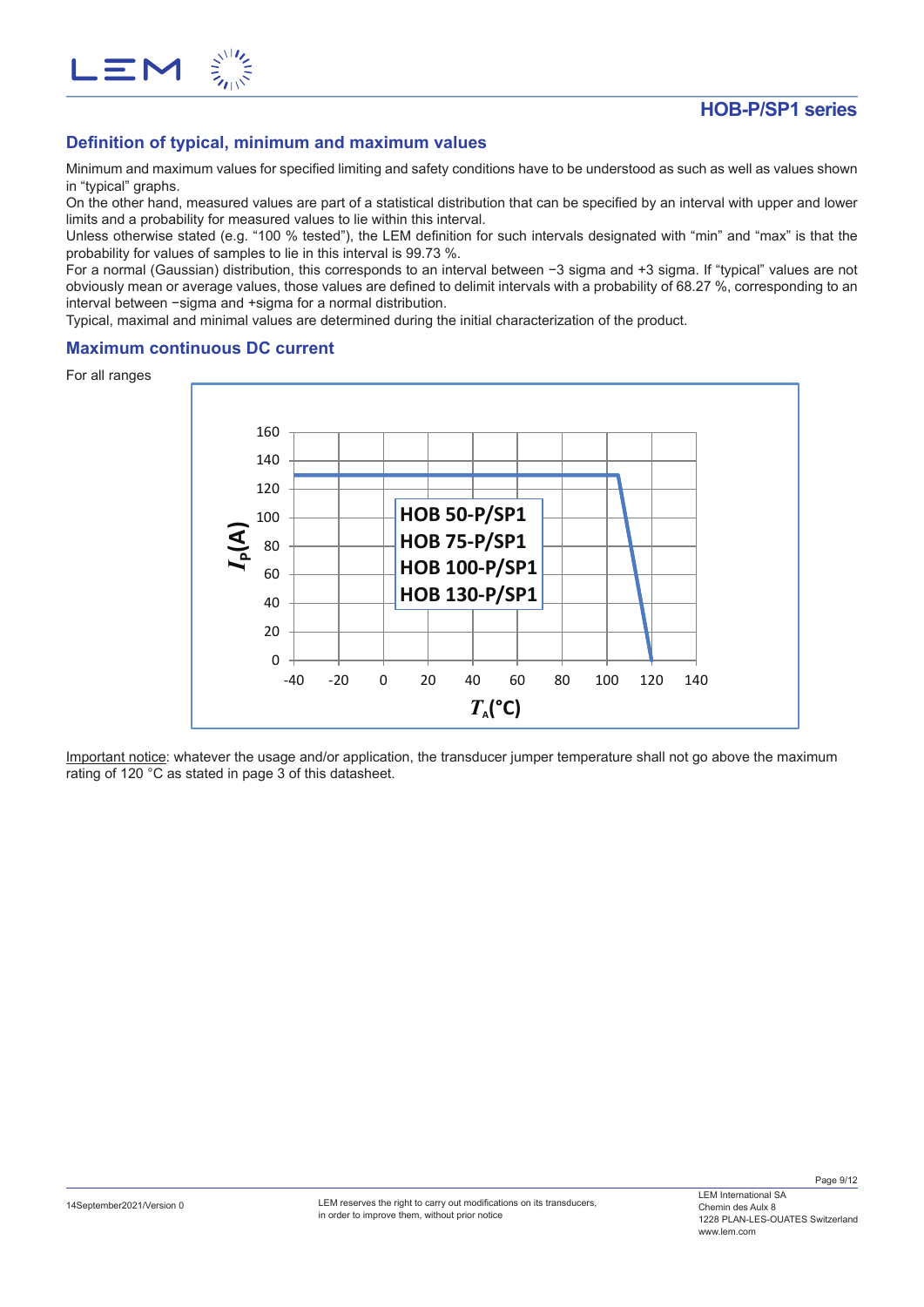## Definition of typical, minimum and maximum values

Minimum and maximum values for specified limiting and safety conditions have to be understood as such as well as values shown in "typical" graphs.

On the other hand, measured values are part of a statistical distribution that can be specified by an interval with upper and lower limits and a probability for measured values to lie within this interval.

Unless otherwise stated (e.g. "100 % tested"), the LEM definition for such intervals designated with "min" and "max" is that the probability for values of samples to lie in this interval is 99.73 %.

For a normal (Gaussian) distribution, this corresponds to an interval between −3 sigma and +3 sigma. If "typical" values are not obviously mean or average values, those values are defined to delimit intervals with a probability of 68.27 %, corresponding to an interval between −sigma and +sigma for a normal distribution.

Typical, maximal and minimal values are determined during the initial characterization of the product.

## Maximum continuous DC current

For all ranges

Important notice: whatever the usage and/or application, the transducer jumper temperature shall not go above the maximum rating of 120 °C as stated in page 3 of this datasheet.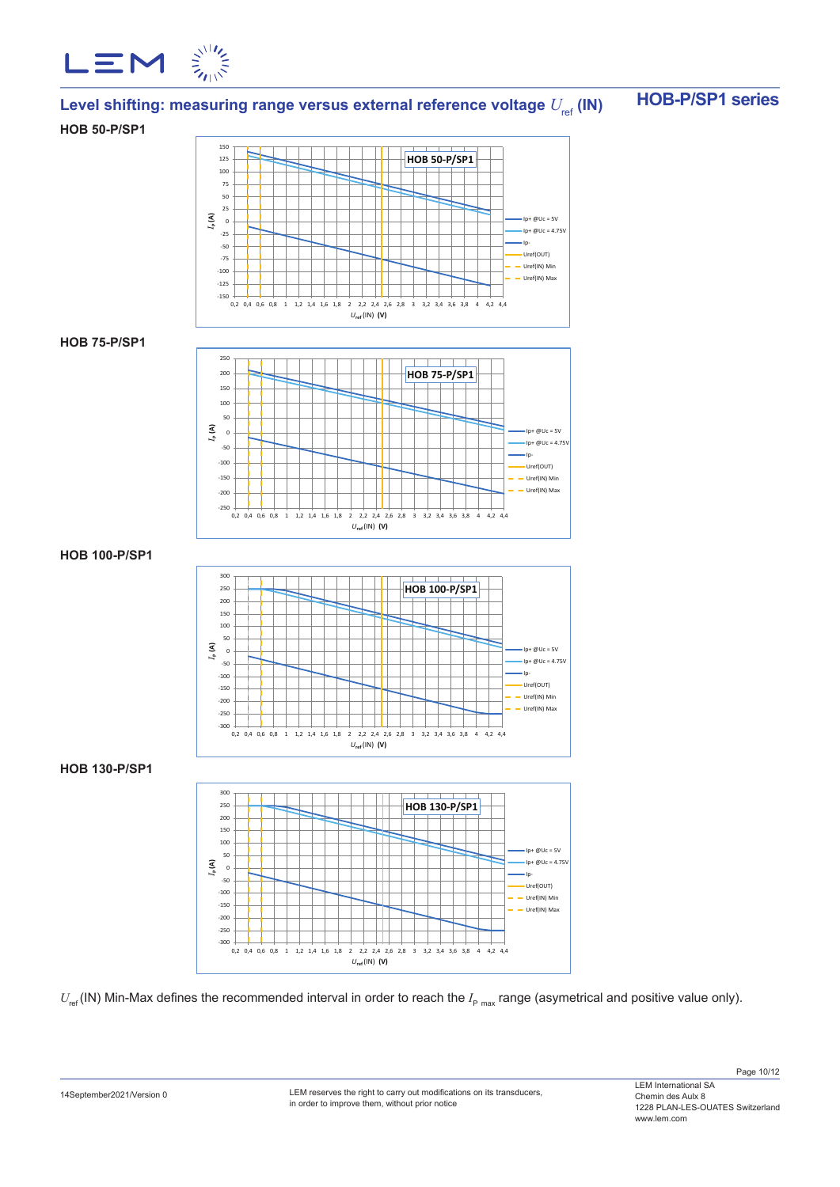## Level shifting: measuring range versus external reference voltage $U_{ref}$ (IN)

**HOB-P/SP1 series**

### HOB 50-P/SP1

### HOB 75-P/SP1

### HOB 100-P/SP1

### HOB 130-P/SP1

$U_{ref}$(IN) Min-Max defines the recommended interval in order to reach the $I_{P\ max}$ range (asymetrical and positive value only).

14September2021/Version 0

LEM reserves the right to carry out modifications on its transducers, in order to improve them, without prior notice

LEM International SA
Chemin des Aulx 8
1228 PLAN-LES-OUATES Switzerland
www.lem.com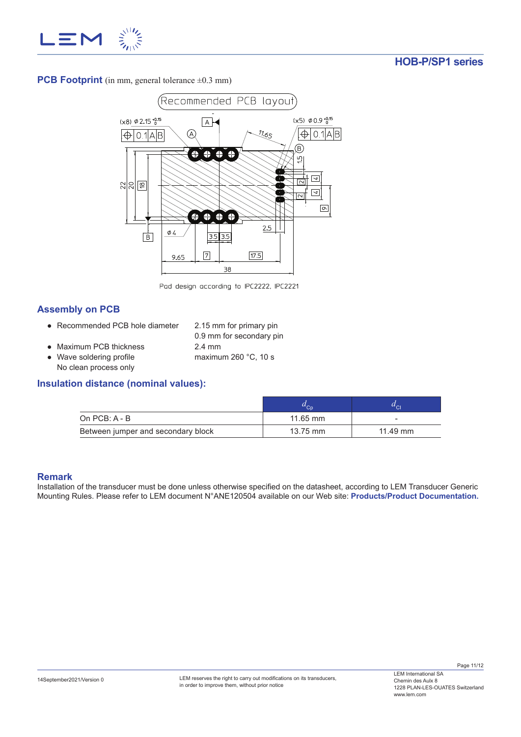## PCB Footprint (in mm, general tolerance ±0.3 mm)

Recommended PCB layout

Pad design according to IPC2222, IPC2221

## Assembly on PCB

- Recommended PCB hole diameter — 2.15 mm for primary pin; 0.9 mm for secondary pin
- Maximum PCB thickness — 2.4 mm
- Wave soldering profile — maximum 260 °C, 10 s

  No clean process only

## Insulation distance (nominal values):

| | $d_{Cp}$ | $d_{Cl}$ |
|---|---|---|
| On PCB: A - B | 11.65 mm | - |
| Between jumper and secondary block | 13.75 mm | 11.49 mm |

## Remark

Installation of the transducer must be done unless otherwise specified on the datasheet, according to LEM Transducer Generic Mounting Rules. Please refer to LEM document N°ANE120504 available on our Web site: **Products/Product Documentation.**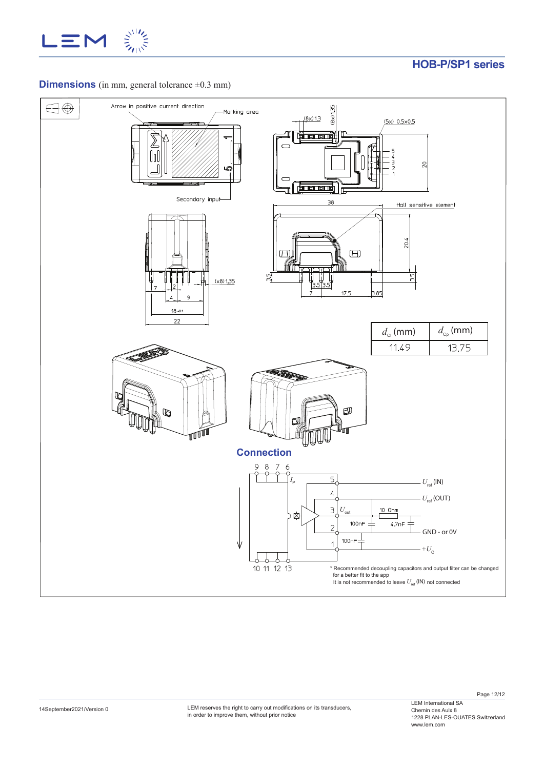## Dimensions (in mm, general tolerance ±0.3 mm)

Arrow in positive current direction

Marking area

Secondary input

(8x) 1.3

(8x) 1.35

(5x) 0.5x0.5

5
4
3
2
1

20

38

Hall sensitive element

20.4

3.5

3.5

(x8) 1.35

7

2

4

9

18 ±0.1

22

3.5 3.5

7

17.5

3.85

| $d_{Cl}$ (mm) | $d_{Cp}$ (mm) |
|---|---|
| 11.49 | 13.75 |

## Connection

9 8 7 6

$I_P$

5 — $U_{ref}$ (IN)

4 — $U_{ref}$ (OUT)

3 — $U_{out}$ — 10 Ohm — 4.7nF

2 — 100nF — GND - or 0V

1 — 100nF — $+U_C$

10 11 12 13

\* Recommended decoupling capacitors and output filter can be changed for a better fit to the app

It is not recommended to leave $U_{ref}$ (IN) not connected

14September2021/Version 0

LEM reserves the right to carry out modifications on its transducers, in order to improve them, without prior notice

LEM International SA
Chemin des Aulx 8
1228 PLAN-LES-OUATES Switzerland
www.lem.com